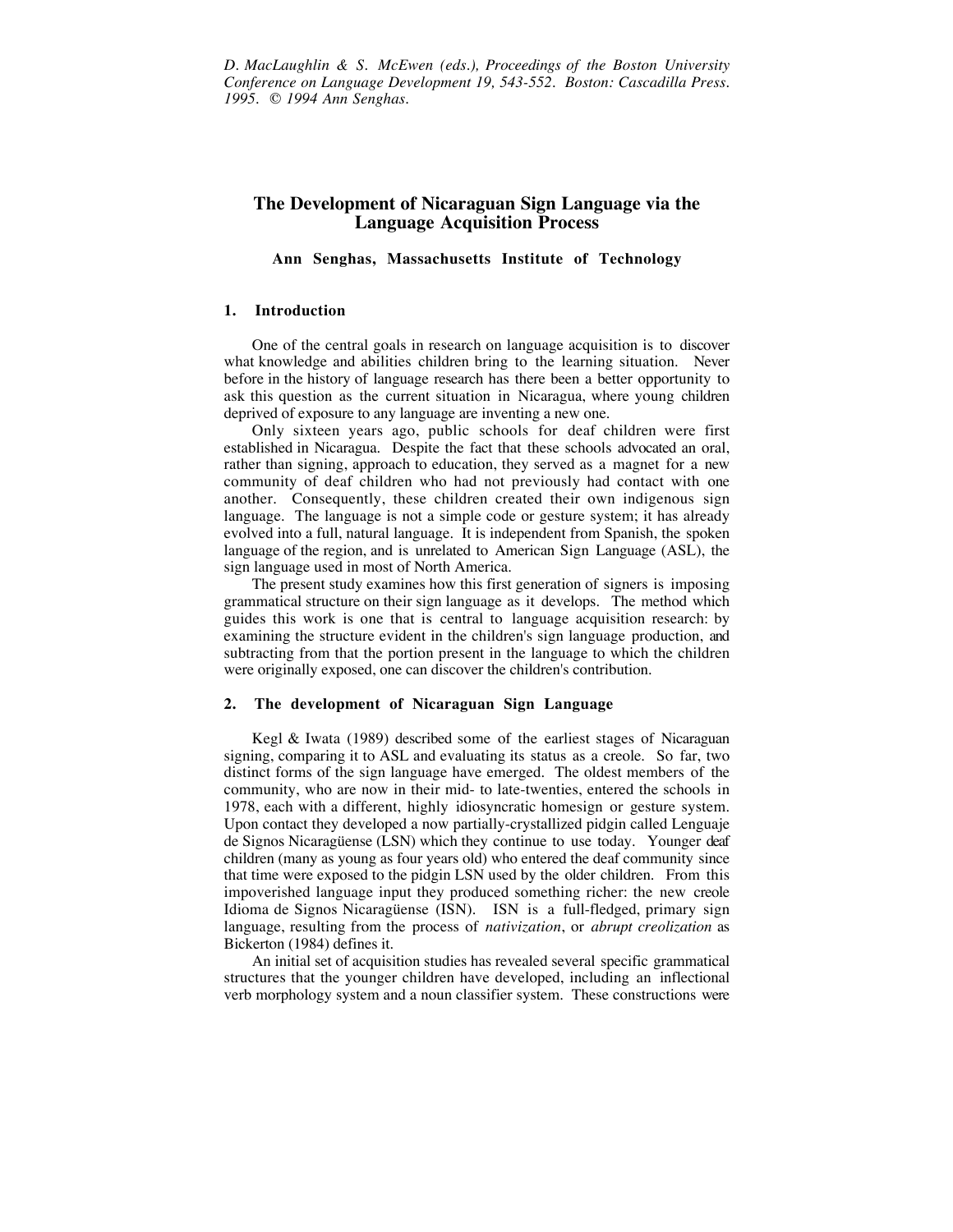*D. MacLaughlin & S. McEwen (eds.), Proceedings of the Boston University Conference on Language Development 19, 543-552. Boston: Cascadilla Press. 1995. © 1994 Ann Senghas.*

# The Development of Nicaraguan Sign Language via the Language Acquisition Process

**Ann Senghas, Massachusetts Institute of Technology**

## 1. Introduction

One of the central goals in research on language acquisition is to discover what knowledge and abilities children bring to the learning situation. Never before in the history of language research has there been a better opportunity to ask this question as the current situation in Nicaragua, where young children deprived of exposure to any language are inventing a new one.

Only sixteen years ago, public schools for deaf children were first established in Nicaragua. Despite the fact that these schools advocated an oral, rather than signing, approach to education, they served as a magnet for a new community of deaf children who had not previously had contact with one another. Consequently, these children created their own indigenous sign language. The language is not a simple code or gesture system; it has already evolved into a full, natural language. It is independent from Spanish, the spoken language of the region, and is unrelated to American Sign Language (ASL), the sign language used in most of North America.

The present study examines how this first generation of signers is imposing grammatical structure on their sign language as it develops. The method which guides this work is one that is central to language acquisition research: by examining the structure evident in the children's sign language production, and subtracting from that the portion present in the language to which the children were originally exposed, one can discover the children's contribution.

## 2. The development of Nicaraguan Sign Language

Kegl & Iwata (1989) described some of the earliest stages of Nicaraguan signing, comparing it to ASL and evaluating its status as a creole. So far, two distinct forms of the sign language have emerged. The oldest members of the community, who are now in their mid- to late-twenties, entered the schools in 1978, each with a different, highly idiosyncratic homesign or gesture system. Upon contact they developed a now partially-crystallized pidgin called Lenguaje de Signos Nicaragüense (LSN) which they continue to use today. Younger deaf children (many as young as four years old) who entered the deaf community since that time were exposed to the pidgin LSN used by the older children. From this impoverished language input they produced something richer: the new creole Idioma de Signos Nicaragüense (ISN). ISN is a full-fledged, primary sign language, resulting from the process of *nativization*, or *abrupt creolization* as Bickerton (1984) defines it.

An initial set of acquisition studies has revealed several specific grammatical structures that the younger children have developed, including an inflectional verb morphology system and a noun classifier system. These constructions were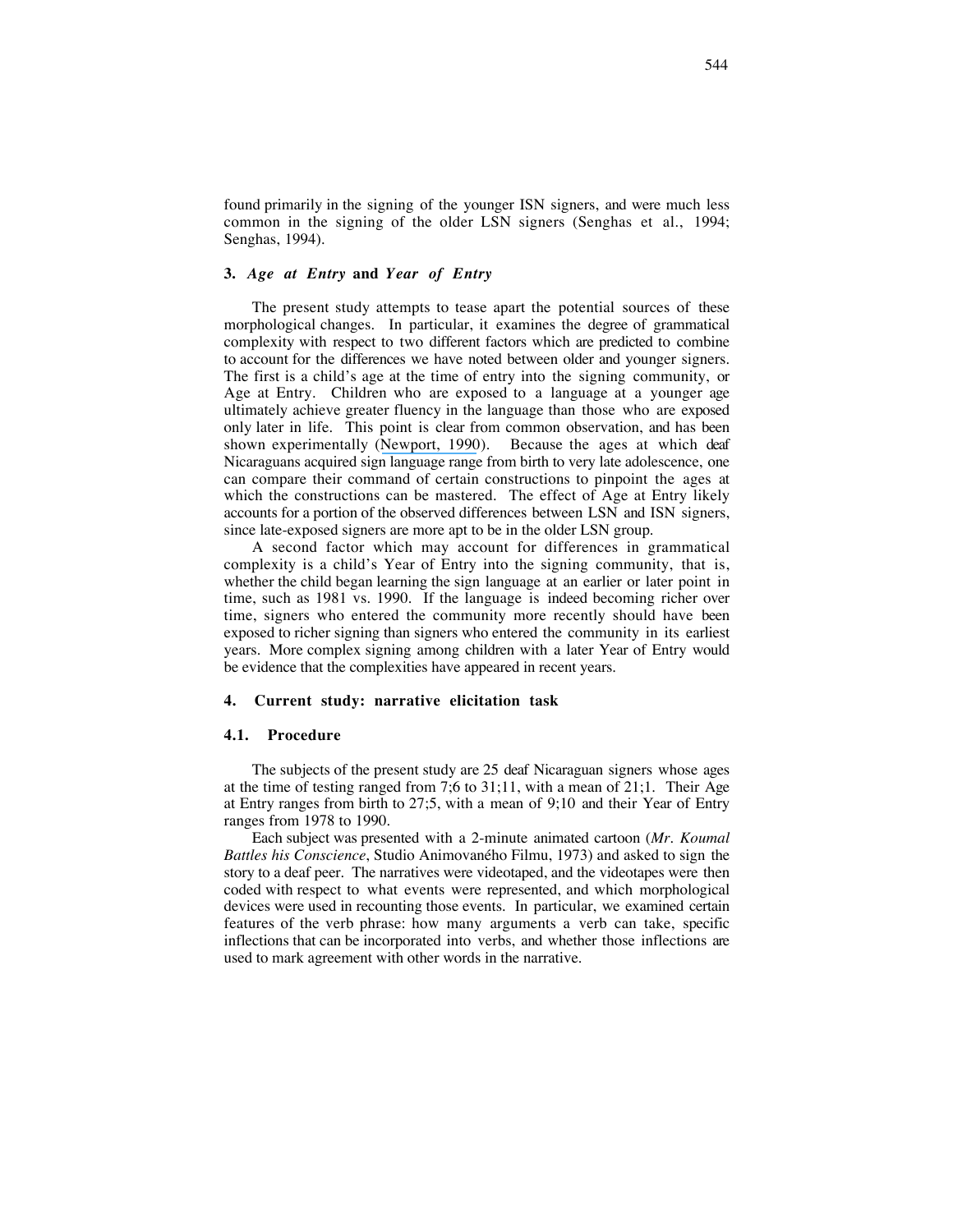found primarily in the signing of the younger ISN signers, and were much less common in the signing of the older LSN signers (Senghas et al., 1994; Senghas, 1994).

## 3. *Age at Entry* and *Year of Entry*

The present study attempts to tease apart the potential sources of these morphological changes. In particular, it examines the degree of grammatical complexity with respect to two different factors which are predicted to combine to account for the differences we have noted between older and younger signers. The first is a child's age at the time of entry into the signing community, or Age at Entry. Children who are exposed to a language at a younger age ultimately achieve greater fluency in the language than those who are exposed only later in life. This point is clear from common observation, and has been shown experimentally (Newport, 1990). Because the ages at which deaf Nicaraguans acquired sign language range from birth to very late adolescence, one can compare their command of certain constructions to pinpoint the ages at which the constructions can be mastered. The effect of Age at Entry likely accounts for a portion of the observed differences between LSN and ISN signers, since late-exposed signers are more apt to be in the older LSN group.

A second factor which may account for differences in grammatical complexity is a child's Year of Entry into the signing community, that is, whether the child began learning the sign language at an earlier or later point in time, such as 1981 vs. 1990. If the language is indeed becoming richer over time, signers who entered the community more recently should have been exposed to richer signing than signers who entered the community in its earliest years. More complex signing among children with a later Year of Entry would be evidence that the complexities have appeared in recent years.

## 4. Current study: narrative elicitation task

### 4.1. Procedure

The subjects of the present study are 25 deaf Nicaraguan signers whose ages at the time of testing ranged from 7;6 to 31;11, with a mean of 21;1. Their Age at Entry ranges from birth to 27;5, with a mean of 9;10 and their Year of Entry ranges from 1978 to 1990.

Each subject was presented with a 2-minute animated cartoon (*Mr. Koumal Battles his Conscience*, Studio Animovaného Filmu, 1973) and asked to sign the story to a deaf peer. The narratives were videotaped, and the videotapes were then coded with respect to what events were represented, and which morphological devices were used in recounting those events. In particular, we examined certain features of the verb phrase: how many arguments a verb can take, specific inflections that can be incorporated into verbs, and whether those inflections are used to mark agreement with other words in the narrative.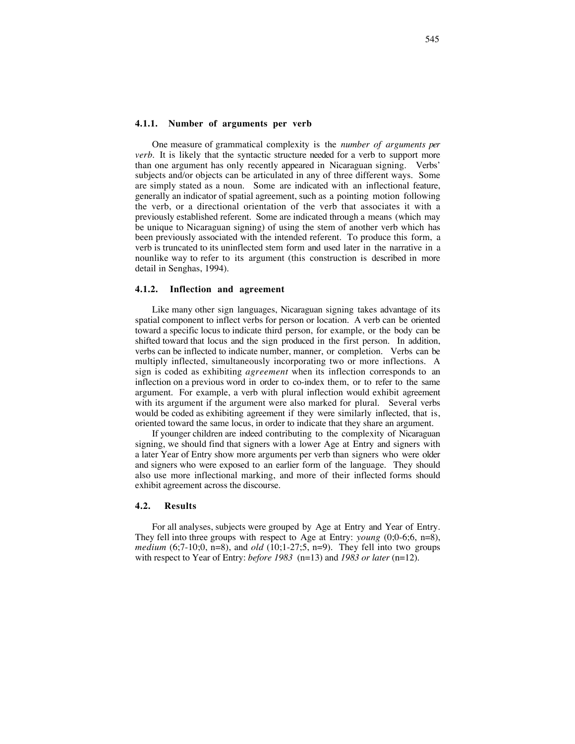#### 4.1.1. Number of arguments per verb

One measure of grammatical complexity is the *number of arguments per verb*. It is likely that the syntactic structure needed for a verb to support more than one argument has only recently appeared in Nicaraguan signing. Verbs' subjects and/or objects can be articulated in any of three different ways. Some are simply stated as a noun. Some are indicated with an inflectional feature, generally an indicator of spatial agreement, such as a pointing motion following the verb, or a directional orientation of the verb that associates it with a previously established referent. Some are indicated through a means (which may be unique to Nicaraguan signing) of using the stem of another verb which has been previously associated with the intended referent. To produce this form, a verb is truncated to its uninflected stem form and used later in the narrative in a nounlike way to refer to its argument (this construction is described in more detail in Senghas, 1994).

#### 4.1.2. Inflection and agreement

Like many other sign languages, Nicaraguan signing takes advantage of its spatial component to inflect verbs for person or location. A verb can be oriented toward a specific locus to indicate third person, for example, or the body can be shifted toward that locus and the sign produced in the first person. In addition, verbs can be inflected to indicate number, manner, or completion. Verbs can be multiply inflected, simultaneously incorporating two or more inflections. A sign is coded as exhibiting *agreement* when its inflection corresponds to an inflection on a previous word in order to co-index them, or to refer to the same argument. For example, a verb with plural inflection would exhibit agreement with its argument if the argument were also marked for plural. Several verbs would be coded as exhibiting agreement if they were similarly inflected, that is, oriented toward the same locus, in order to indicate that they share an argument.

If younger children are indeed contributing to the complexity of Nicaraguan signing, we should find that signers with a lower Age at Entry and signers with a later Year of Entry show more arguments per verb than signers who were older and signers who were exposed to an earlier form of the language. They should also use more inflectional marking, and more of their inflected forms should exhibit agreement across the discourse.

### 4.2. Results

For all analyses, subjects were grouped by Age at Entry and Year of Entry. They fell into three groups with respect to Age at Entry: *young* (0;0-6;6, n=8), *medium* (6;7-10;0, n=8), and *old* (10;1-27;5, n=9). They fell into two groups with respect to Year of Entry: *before 1983* (n=13) and *1983 or later* (n=12).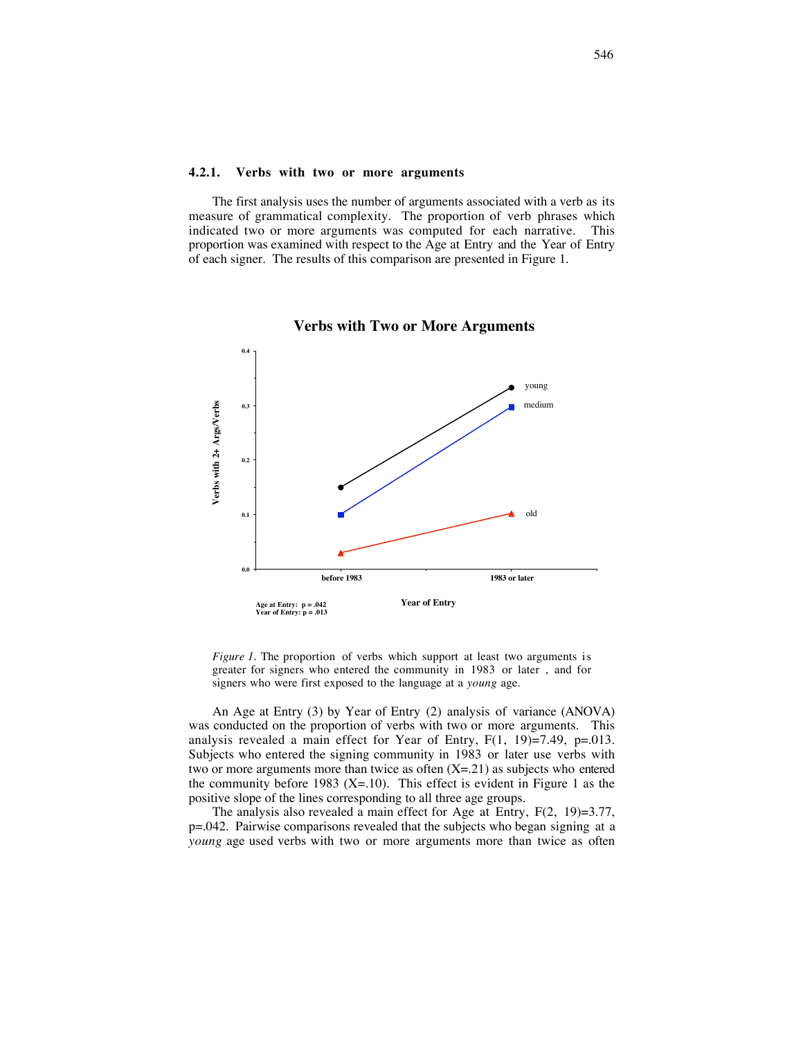### 4.2.1. Verbs with two or more arguments

The first analysis uses the number of arguments associated with a verb as its measure of grammatical complexity. The proportion of verb phrases which indicated two or more arguments was computed for each narrative. This proportion was examined with respect to the Age at Entry and the Year of Entry of each signer. The results of this comparison are presented in Figure 1.

**Verbs with Two or More Arguments**

Age at Entry: p = .042
Year of Entry: p = .013

*Figure 1.* The proportion of verbs which support at least two arguments is greater for signers who entered the community in 1983 or later, and for signers who were first exposed to the language at a *young* age.

An Age at Entry (3) by Year of Entry (2) analysis of variance (ANOVA) was conducted on the proportion of verbs with two or more arguments. This analysis revealed a main effect for Year of Entry, $F(1, 19)=7.49$, $p=.013$. Subjects who entered the signing community in 1983 or later use verbs with two or more arguments more than twice as often ($\bar{X}=.21$) as subjects who entered the community before 1983 ($\bar{X}=.10$). This effect is evident in Figure 1 as the positive slope of the lines corresponding to all three age groups.

The analysis also revealed a main effect for Age at Entry, $F(2, 19)=3.77$, $p=.042$. Pairwise comparisons revealed that the subjects who began signing at a *young* age used verbs with two or more arguments more than twice as often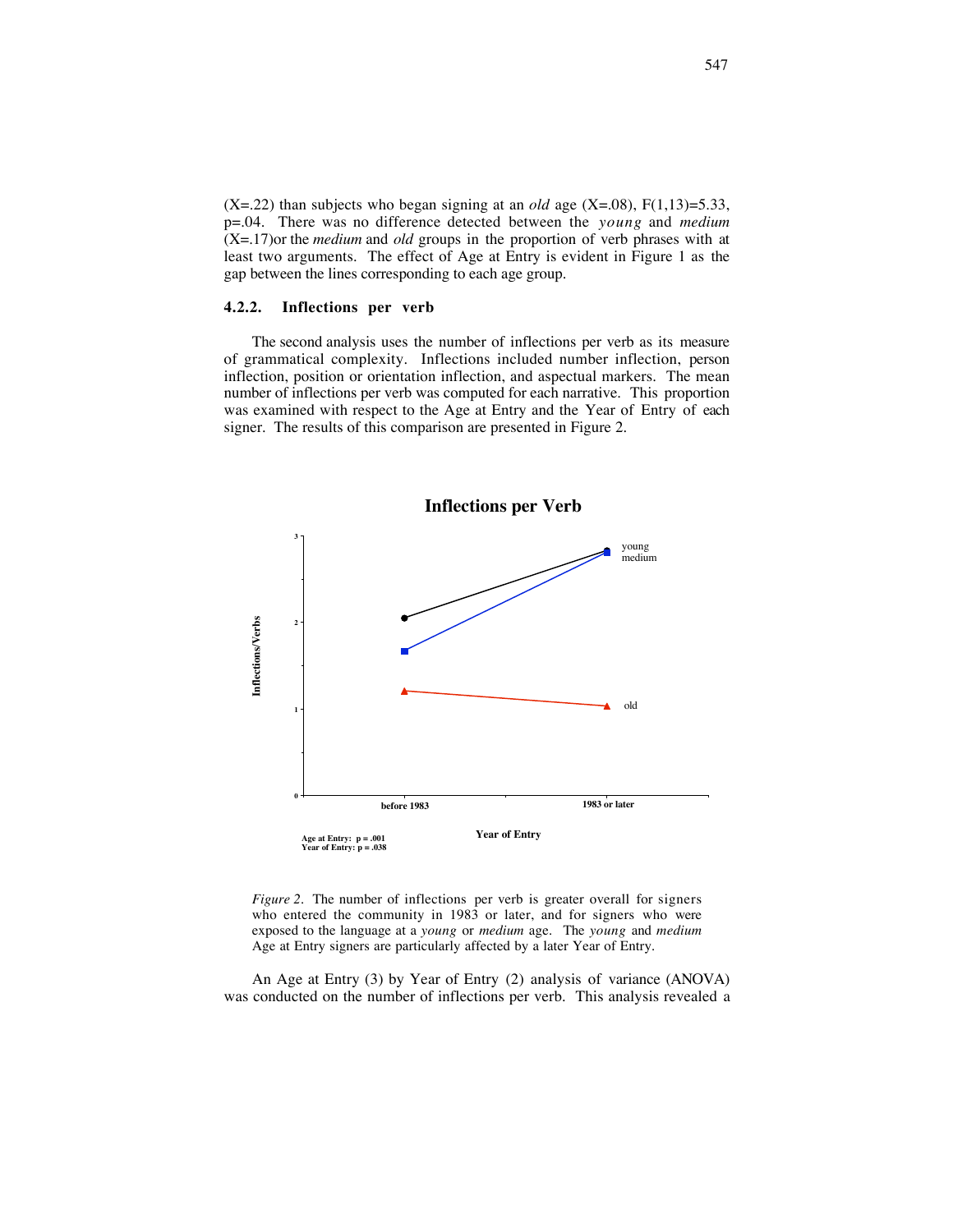(X=.22) than subjects who began signing at an *old* age (X=.08), $F(1,13)=5.33$, $p=.04$. There was no difference detected between the *young* and *medium* (X=.17)or the *medium* and *old* groups in the proportion of verb phrases with at least two arguments. The effect of Age at Entry is evident in Figure 1 as the gap between the lines corresponding to each age group.

### 4.2.2. Inflections per verb

The second analysis uses the number of inflections per verb as its measure of grammatical complexity. Inflections included number inflection, person inflection, position or orientation inflection, and aspectual markers. The mean number of inflections per verb was computed for each narrative. This proportion was examined with respect to the Age at Entry and the Year of Entry of each signer. The results of this comparison are presented in Figure 2.

*Figure 2*. The number of inflections per verb is greater overall for signers who entered the community in 1983 or later, and for signers who were exposed to the language at a *young* or *medium* age. The *young* and *medium* Age at Entry signers are particularly affected by a later Year of Entry.

An Age at Entry (3) by Year of Entry (2) analysis of variance (ANOVA) was conducted on the number of inflections per verb. This analysis revealed a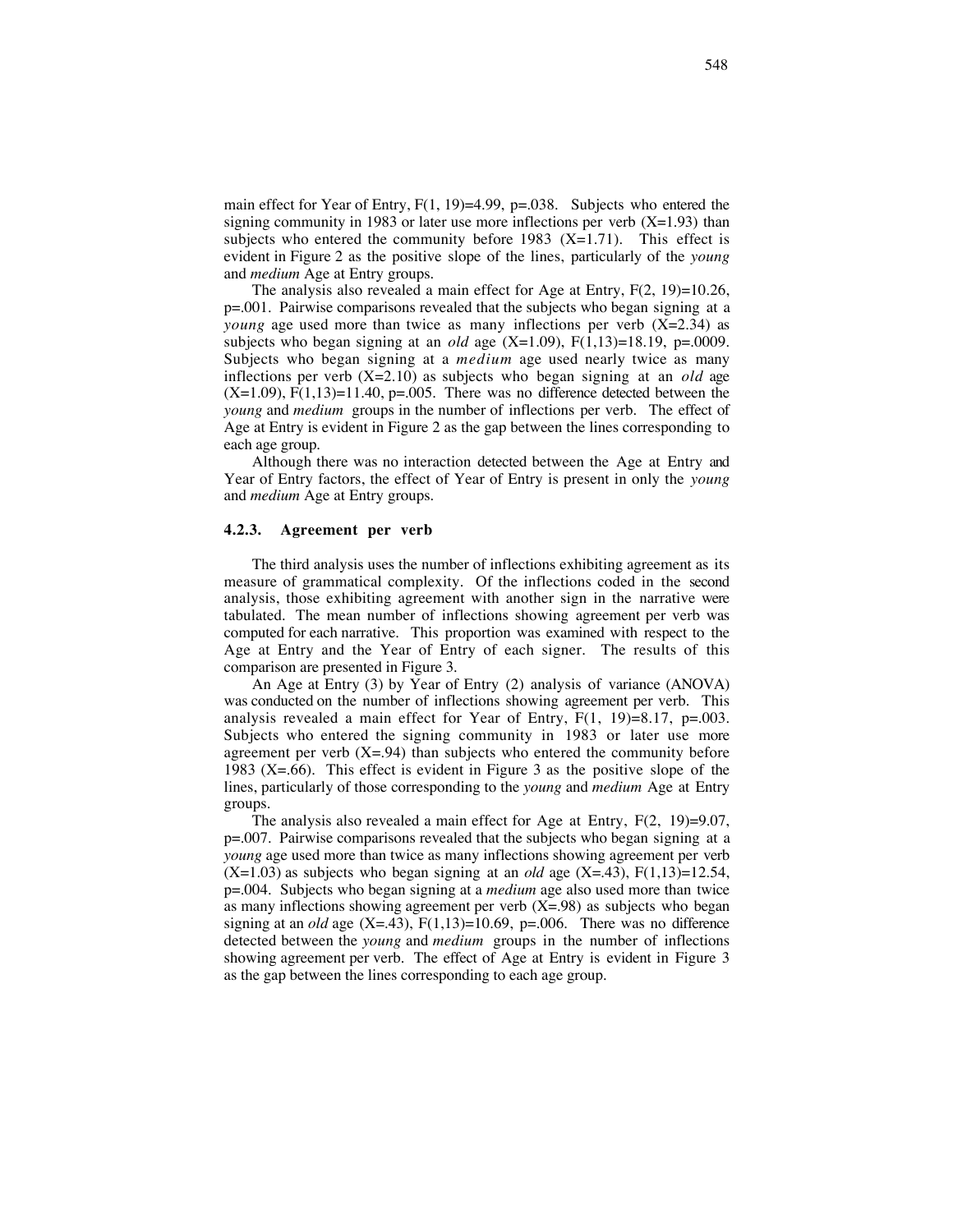main effect for Year of Entry, $F(1, 19)=4.99$, $p=.038$. Subjects who entered the signing community in 1983 or later use more inflections per verb (X=1.93) than subjects who entered the community before 1983 (X=1.71). This effect is evident in Figure 2 as the positive slope of the lines, particularly of the *young* and *medium* Age at Entry groups.

The analysis also revealed a main effect for Age at Entry, $F(2, 19)=10.26$, $p=.001$. Pairwise comparisons revealed that the subjects who began signing at a *young* age used more than twice as many inflections per verb (X=2.34) as subjects who began signing at an *old* age (X=1.09), $F(1,13)=18.19$, $p=.0009$. Subjects who began signing at a *medium* age used nearly twice as many inflections per verb (X=2.10) as subjects who began signing at an *old* age (X=1.09), $F(1,13)=11.40$, $p=.005$. There was no difference detected between the *young* and *medium* groups in the number of inflections per verb. The effect of Age at Entry is evident in Figure 2 as the gap between the lines corresponding to each age group.

Although there was no interaction detected between the Age at Entry and Year of Entry factors, the effect of Year of Entry is present in only the *young* and *medium* Age at Entry groups.

### 4.2.3. Agreement per verb

The third analysis uses the number of inflections exhibiting agreement as its measure of grammatical complexity. Of the inflections coded in the second analysis, those exhibiting agreement with another sign in the narrative were tabulated. The mean number of inflections showing agreement per verb was computed for each narrative. This proportion was examined with respect to the Age at Entry and the Year of Entry of each signer. The results of this comparison are presented in Figure 3.

An Age at Entry (3) by Year of Entry (2) analysis of variance (ANOVA) was conducted on the number of inflections showing agreement per verb. This analysis revealed a main effect for Year of Entry, $F(1, 19)=8.17$, $p=.003$. Subjects who entered the signing community in 1983 or later use more agreement per verb (X=.94) than subjects who entered the community before 1983 (X=.66). This effect is evident in Figure 3 as the positive slope of the lines, particularly of those corresponding to the *young* and *medium* Age at Entry groups.

The analysis also revealed a main effect for Age at Entry, $F(2, 19)=9.07$, $p=.007$. Pairwise comparisons revealed that the subjects who began signing at a *young* age used more than twice as many inflections showing agreement per verb (X=1.03) as subjects who began signing at an *old* age (X=.43), $F(1,13)=12.54$, $p=.004$. Subjects who began signing at a *medium* age also used more than twice as many inflections showing agreement per verb (X=.98) as subjects who began signing at an *old* age (X=.43), $F(1,13)=10.69$, $p=.006$. There was no difference detected between the *young* and *medium* groups in the number of inflections showing agreement per verb. The effect of Age at Entry is evident in Figure 3 as the gap between the lines corresponding to each age group.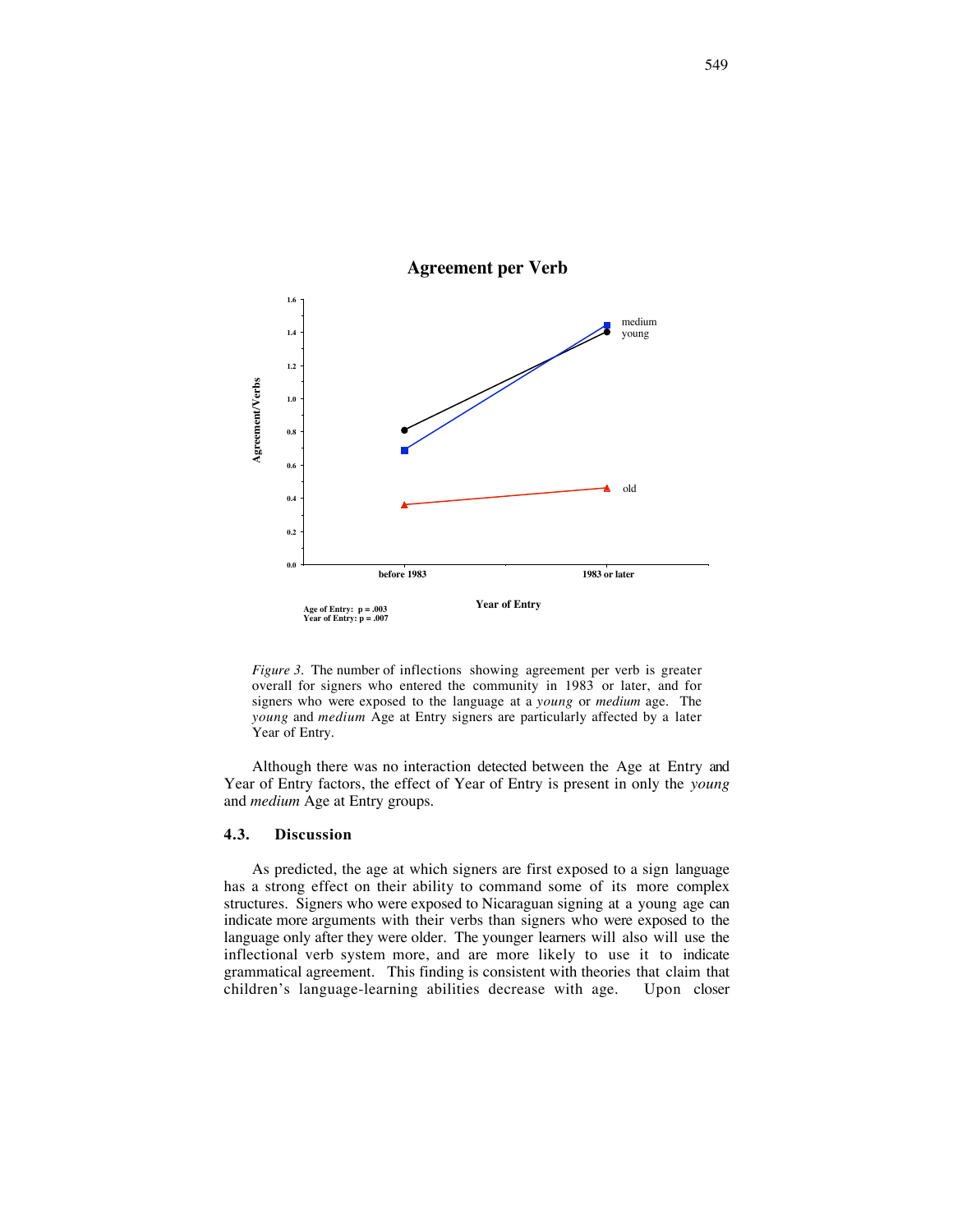**Agreement per Verb**

Age of Entry: p = .003
Year of Entry: p = .007

*Figure 3.* The number of inflections showing agreement per verb is greater overall for signers who entered the community in 1983 or later, and for signers who were exposed to the language at a *young* or *medium* age. The *young* and *medium* Age at Entry signers are particularly affected by a later Year of Entry.

Although there was no interaction detected between the Age at Entry and Year of Entry factors, the effect of Year of Entry is present in only the *young* and *medium* Age at Entry groups.

### 4.3. Discussion

As predicted, the age at which signers are first exposed to a sign language has a strong effect on their ability to command some of its more complex structures. Signers who were exposed to Nicaraguan signing at a young age can indicate more arguments with their verbs than signers who were exposed to the language only after they were older. The younger learners will also will use the inflectional verb system more, and are more likely to use it to indicate grammatical agreement. This finding is consistent with theories that claim that children's language-learning abilities decrease with age. Upon closer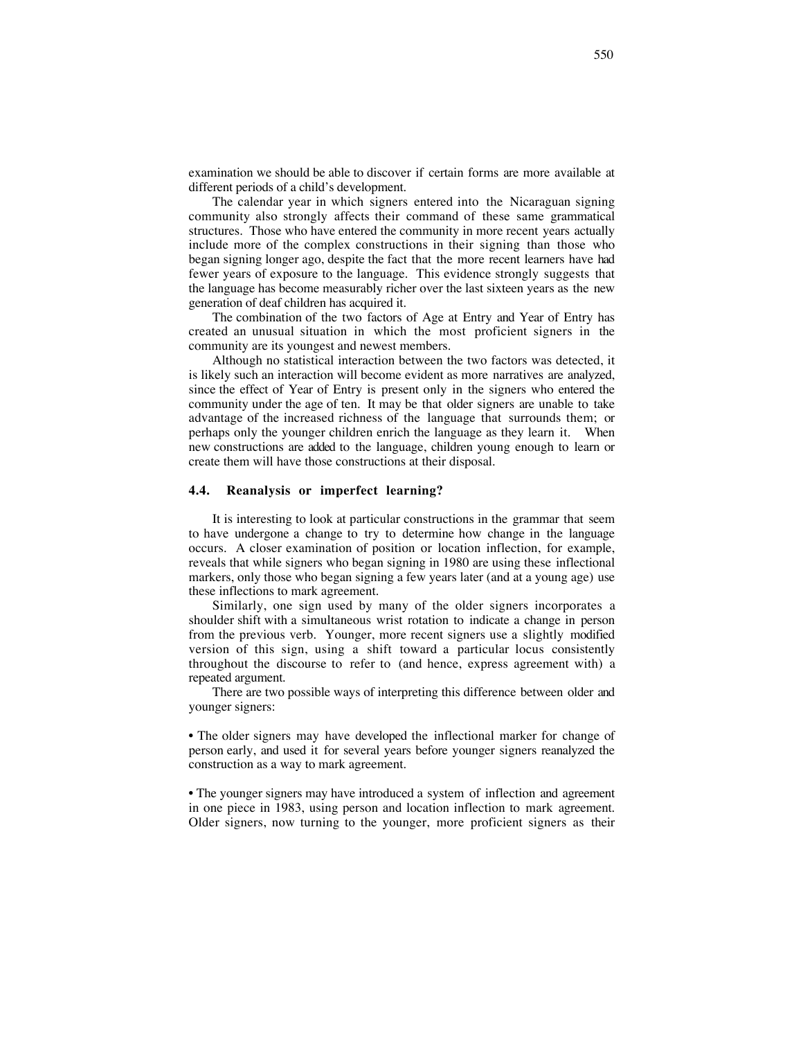examination we should be able to discover if certain forms are more available at different periods of a child's development.

The calendar year in which signers entered into the Nicaraguan signing community also strongly affects their command of these same grammatical structures. Those who have entered the community in more recent years actually include more of the complex constructions in their signing than those who began signing longer ago, despite the fact that the more recent learners have had fewer years of exposure to the language. This evidence strongly suggests that the language has become measurably richer over the last sixteen years as the new generation of deaf children has acquired it.

The combination of the two factors of Age at Entry and Year of Entry has created an unusual situation in which the most proficient signers in the community are its youngest and newest members.

Although no statistical interaction between the two factors was detected, it is likely such an interaction will become evident as more narratives are analyzed, since the effect of Year of Entry is present only in the signers who entered the community under the age of ten. It may be that older signers are unable to take advantage of the increased richness of the language that surrounds them; or perhaps only the younger children enrich the language as they learn it. When new constructions are added to the language, children young enough to learn or create them will have those constructions at their disposal.

### 4.4. Reanalysis or imperfect learning?

It is interesting to look at particular constructions in the grammar that seem to have undergone a change to try to determine how change in the language occurs. A closer examination of position or location inflection, for example, reveals that while signers who began signing in 1980 are using these inflectional markers, only those who began signing a few years later (and at a young age) use these inflections to mark agreement.

Similarly, one sign used by many of the older signers incorporates a shoulder shift with a simultaneous wrist rotation to indicate a change in person from the previous verb. Younger, more recent signers use a slightly modified version of this sign, using a shift toward a particular locus consistently throughout the discourse to refer to (and hence, express agreement with) a repeated argument.

There are two possible ways of interpreting this difference between older and younger signers:

- The older signers may have developed the inflectional marker for change of person early, and used it for several years before younger signers reanalyzed the construction as a way to mark agreement.

- The younger signers may have introduced a system of inflection and agreement in one piece in 1983, using person and location inflection to mark agreement. Older signers, now turning to the younger, more proficient signers as their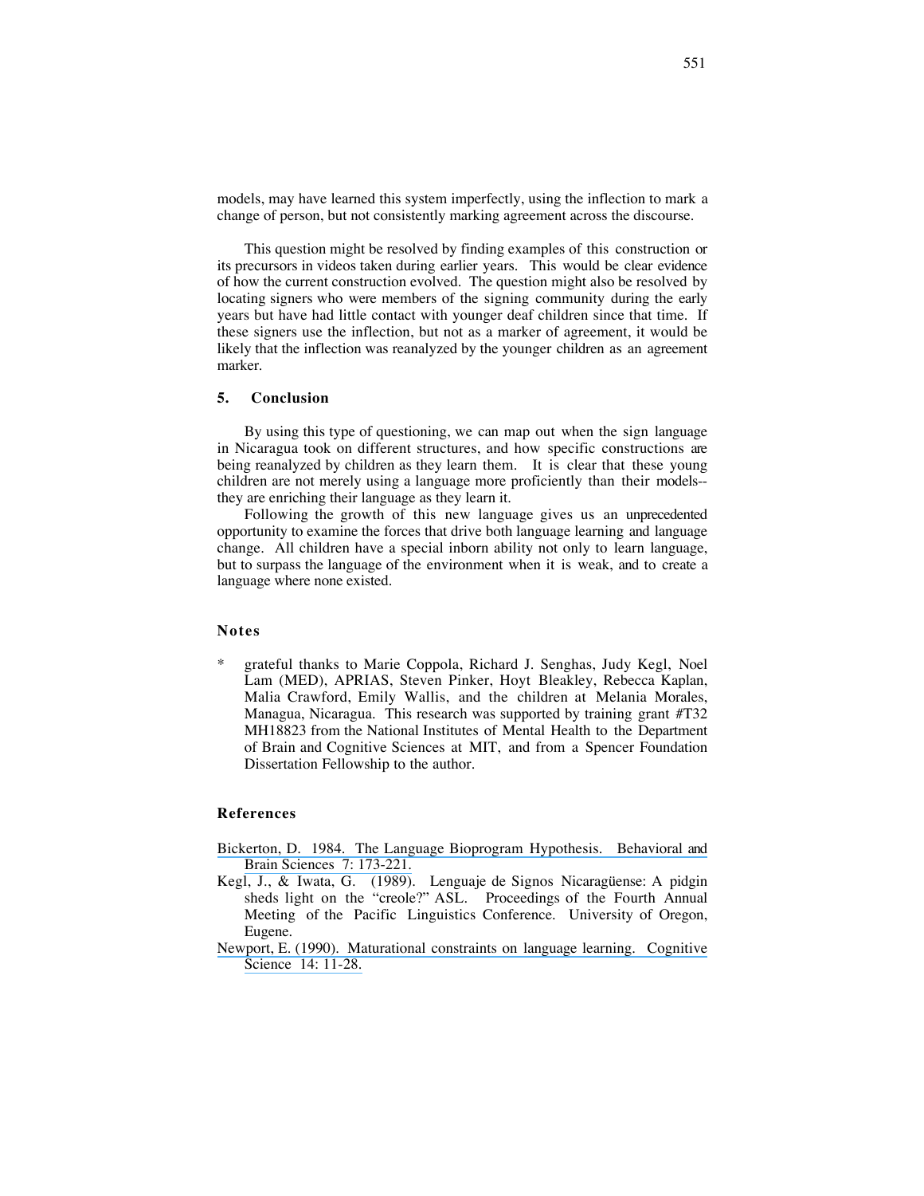models, may have learned this system imperfectly, using the inflection to mark a change of person, but not consistently marking agreement across the discourse.

This question might be resolved by finding examples of this construction or its precursors in videos taken during earlier years. This would be clear evidence of how the current construction evolved. The question might also be resolved by locating signers who were members of the signing community during the early years but have had little contact with younger deaf children since that time. If these signers use the inflection, but not as a marker of agreement, it would be likely that the inflection was reanalyzed by the younger children as an agreement marker.

## 5. Conclusion

By using this type of questioning, we can map out when the sign language in Nicaragua took on different structures, and how specific constructions are being reanalyzed by children as they learn them. It is clear that these young children are not merely using a language more proficiently than their models--they are enriching their language as they learn it.

Following the growth of this new language gives us an unprecedented opportunity to examine the forces that drive both language learning and language change. All children have a special inborn ability not only to learn language, but to surpass the language of the environment when it is weak, and to create a language where none existed.

## Notes

\* grateful thanks to Marie Coppola, Richard J. Senghas, Judy Kegl, Noel Lam (MED), APRIAS, Steven Pinker, Hoyt Bleakley, Rebecca Kaplan, Malia Crawford, Emily Wallis, and the children at Melania Morales, Managua, Nicaragua. This research was supported by training grant #T32 MH18823 from the National Institutes of Mental Health to the Department of Brain and Cognitive Sciences at MIT, and from a Spencer Foundation Dissertation Fellowship to the author.

## References

Bickerton, D. 1984. The Language Bioprogram Hypothesis. Behavioral and Brain Sciences 7: 173-221.

Kegl, J., & Iwata, G. (1989). Lenguaje de Signos Nicaragüense: A pidgin sheds light on the "creole?" ASL. Proceedings of the Fourth Annual Meeting of the Pacific Linguistics Conference. University of Oregon, Eugene.

Newport, E. (1990). Maturational constraints on language learning. Cognitive Science 14: 11-28.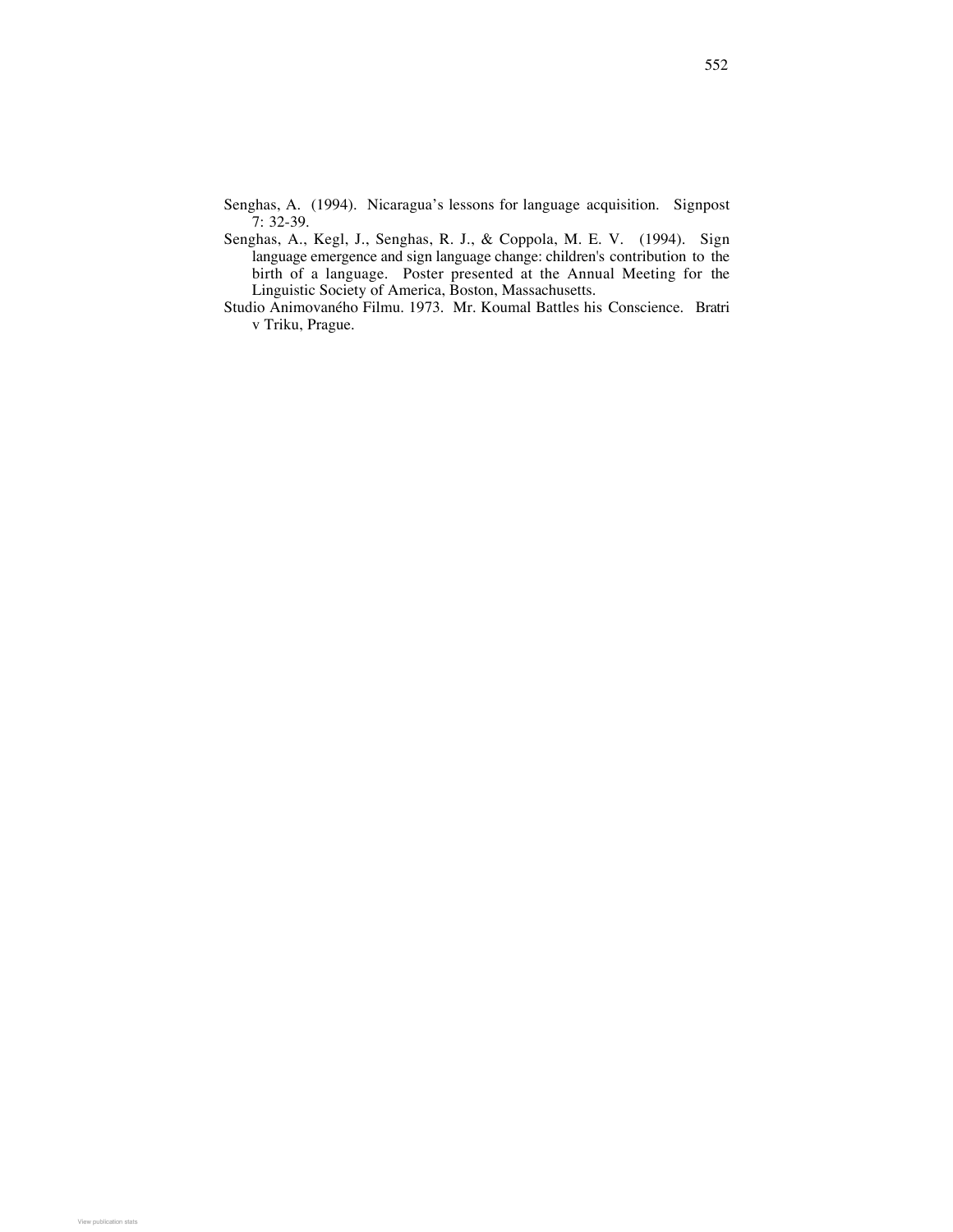Senghas, A. (1994). Nicaragua's lessons for language acquisition. Signpost 7: 32-39.

Senghas, A., Kegl, J., Senghas, R. J., & Coppola, M. E. V. (1994). Sign language emergence and sign language change: children's contribution to the birth of a language. Poster presented at the Annual Meeting for the Linguistic Society of America, Boston, Massachusetts.

Studio Animovaného Filmu. 1973. Mr. Koumal Battles his Conscience. Bratri v Triku, Prague.